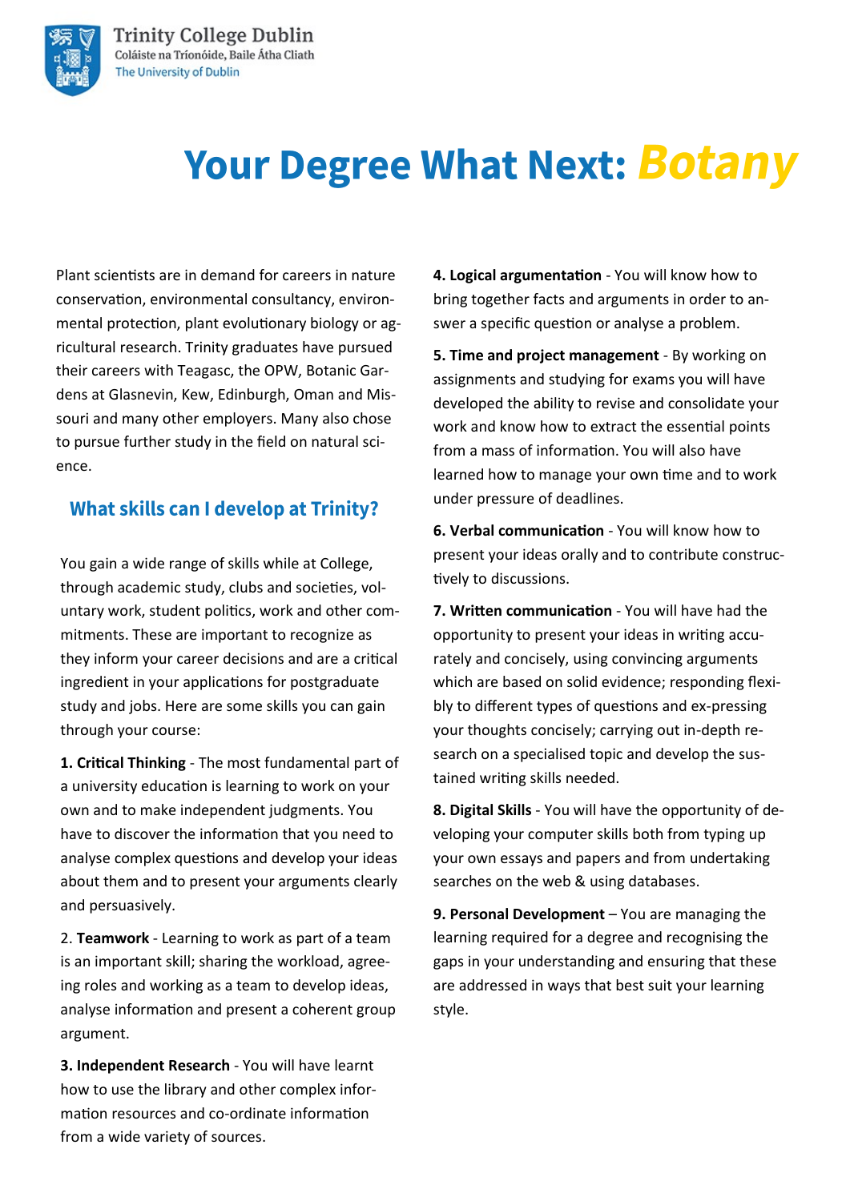Trinity College Dublin
Coláiste na Tríonóide, Baile Átha Cliath
The University of Dublin

# Your Degree What Next: *Botany*

Plant scientists are in demand for careers in nature conservation, environmental consultancy, environmental protection, plant evolutionary biology or agricultural research. Trinity graduates have pursued their careers with Teagasc, the OPW, Botanic Gardens at Glasnevin, Kew, Edinburgh, Oman and Missouri and many other employers. Many also chose to pursue further study in the field on natural science.

## What skills can I develop at Trinity?

You gain a wide range of skills while at College, through academic study, clubs and societies, voluntary work, student politics, work and other commitments. These are important to recognize as they inform your career decisions and are a critical ingredient in your applications for postgraduate study and jobs. Here are some skills you can gain through your course:

**1. Critical Thinking** - The most fundamental part of a university education is learning to work on your own and to make independent judgments. You have to discover the information that you need to analyse complex questions and develop your ideas about them and to present your arguments clearly and persuasively.

2. **Teamwork** - Learning to work as part of a team is an important skill; sharing the workload, agreeing roles and working as a team to develop ideas, analyse information and present a coherent group argument.

**3. Independent Research** - You will have learnt how to use the library and other complex information resources and co-ordinate information from a wide variety of sources.

**4. Logical argumentation** - You will know how to bring together facts and arguments in order to answer a specific question or analyse a problem.

**5. Time and project management** - By working on assignments and studying for exams you will have developed the ability to revise and consolidate your work and know how to extract the essential points from a mass of information. You will also have learned how to manage your own time and to work under pressure of deadlines.

**6. Verbal communication** - You will know how to present your ideas orally and to contribute constructively to discussions.

**7. Written communication** - You will have had the opportunity to present your ideas in writing accurately and concisely, using convincing arguments which are based on solid evidence; responding flexibly to different types of questions and ex-pressing your thoughts concisely; carrying out in-depth research on a specialised topic and develop the sustained writing skills needed.

**8. Digital Skills** - You will have the opportunity of developing your computer skills both from typing up your own essays and papers and from undertaking searches on the web & using databases.

**9. Personal Development** – You are managing the learning required for a degree and recognising the gaps in your understanding and ensuring that these are addressed in ways that best suit your learning style.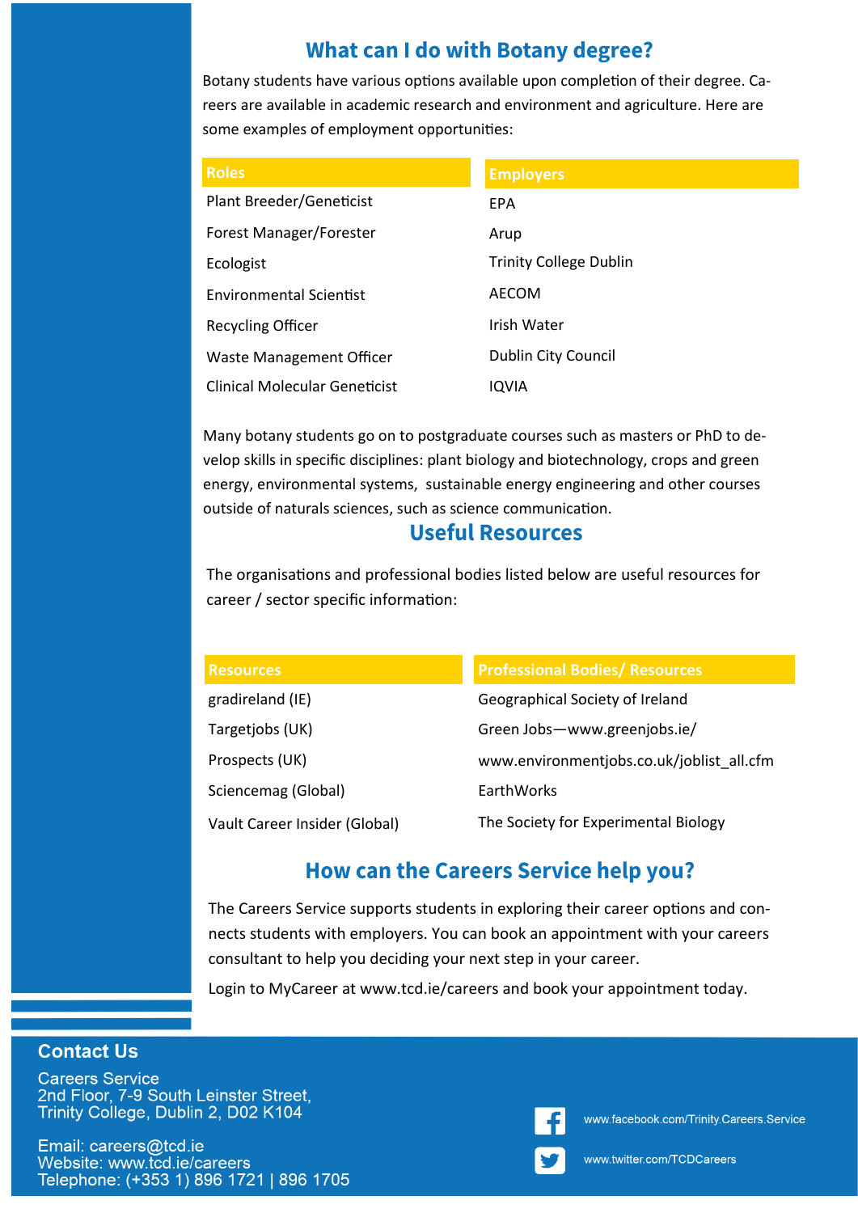## What can I do with Botany degree?

Botany students have various options available upon completion of their degree. Careers are available in academic research and environment and agriculture. Here are some examples of employment opportunities:

| Roles | Employers |
|---|---|
| Plant Breeder/Geneticist | EPA |
| Forest Manager/Forester | Arup |
| Ecologist | Trinity College Dublin |
| Environmental Scientist | AECOM |
| Recycling Officer | Irish Water |
| Waste Management Officer | Dublin City Council |
| Clinical Molecular Geneticist | IQVIA |

Many botany students go on to postgraduate courses such as masters or PhD to develop skills in specific disciplines: plant biology and biotechnology, crops and green energy, environmental systems, sustainable energy engineering and other courses outside of naturals sciences, such as science communication.

## Useful Resources

The organisations and professional bodies listed below are useful resources for career / sector specific information:

| Resources | Professional Bodies/ Resources |
|---|---|
| gradireland (IE) | Geographical Society of Ireland |
| Targetjobs (UK) | Green Jobs—www.greenjobs.ie/ |
| Prospects (UK) | www.environmentjobs.co.uk/joblist_all.cfm |
| Sciencemag (Global) | EarthWorks |
| Vault Career Insider (Global) | The Society for Experimental Biology |

## How can the Careers Service help you?

The Careers Service supports students in exploring their career options and connects students with employers. You can book an appointment with your careers consultant to help you deciding your next step in your career.

Login to MyCareer at www.tcd.ie/careers and book your appointment today.

### Contact Us

Careers Service
2nd Floor, 7-9 South Leinster Street,
Trinity College, Dublin 2, D02 K104

Email: careers@tcd.ie
Website: www.tcd.ie/careers
Telephone: (+353 1) 896 1721 | 896 1705

www.facebook.com/Trinity.Careers.Service

www.twitter.com/TCDCareers